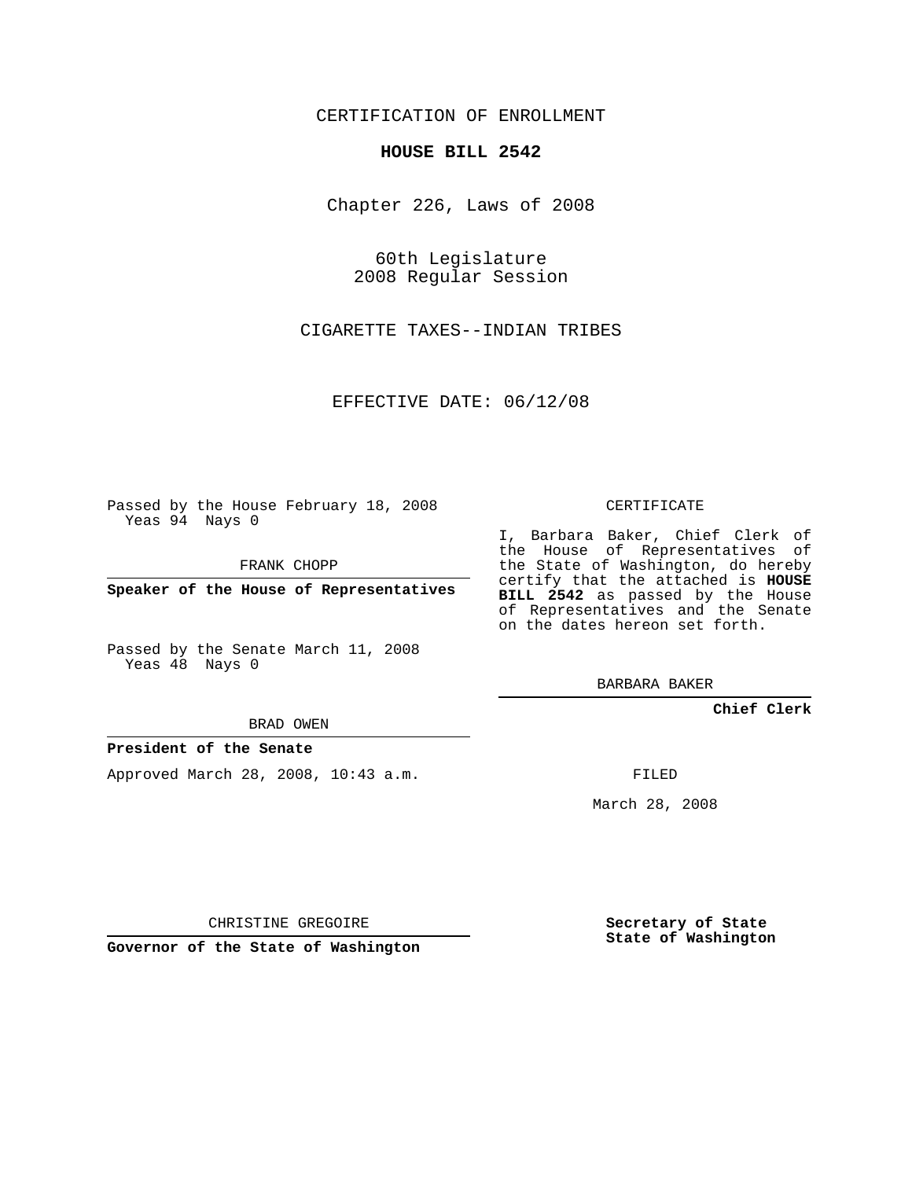CERTIFICATION OF ENROLLMENT

**HOUSE BILL 2542**

Chapter 226, Laws of 2008

60th Legislature
2008 Regular Session

CIGARETTE TAXES--INDIAN TRIBES

EFFECTIVE DATE: 06/12/08

Passed by the House February 18, 2008
Yeas 94 Nays 0

FRANK CHOPP

**Speaker of the House of Representatives**

Passed by the Senate March 11, 2008
Yeas 48 Nays 0

BRAD OWEN

**President of the Senate**

Approved March 28, 2008, 10:43 a.m.

CHRISTINE GREGOIRE

**Governor of the State of Washington**

CERTIFICATE

I, Barbara Baker, Chief Clerk of the House of Representatives of the State of Washington, do hereby certify that the attached is **HOUSE BILL 2542** as passed by the House of Representatives and the Senate on the dates hereon set forth.

BARBARA BAKER

**Chief Clerk**

FILED

March 28, 2008

**Secretary of State**
**State of Washington**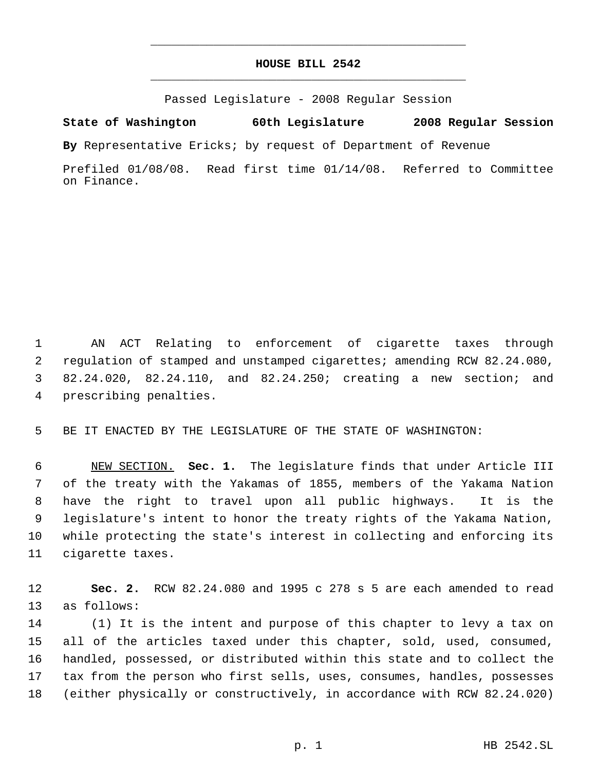**HOUSE BILL 2542**

Passed Legislature - 2008 Regular Session

**State of Washington 60th Legislature 2008 Regular Session**

**By** Representative Ericks; by request of Department of Revenue

Prefiled 01/08/08. Read first time 01/14/08. Referred to Committee on Finance.

AN ACT Relating to enforcement of cigarette taxes through regulation of stamped and unstamped cigarettes; amending RCW 82.24.080, 82.24.020, 82.24.110, and 82.24.250; creating a new section; and prescribing penalties.

BE IT ENACTED BY THE LEGISLATURE OF THE STATE OF WASHINGTON:

NEW SECTION. **Sec. 1.** The legislature finds that under Article III of the treaty with the Yakamas of 1855, members of the Yakama Nation have the right to travel upon all public highways. It is the legislature's intent to honor the treaty rights of the Yakama Nation, while protecting the state's interest in collecting and enforcing its cigarette taxes.

**Sec. 2.** RCW 82.24.080 and 1995 c 278 s 5 are each amended to read as follows:

(1) It is the intent and purpose of this chapter to levy a tax on all of the articles taxed under this chapter, sold, used, consumed, handled, possessed, or distributed within this state and to collect the tax from the person who first sells, uses, consumes, handles, possesses (either physically or constructively, in accordance with RCW 82.24.020)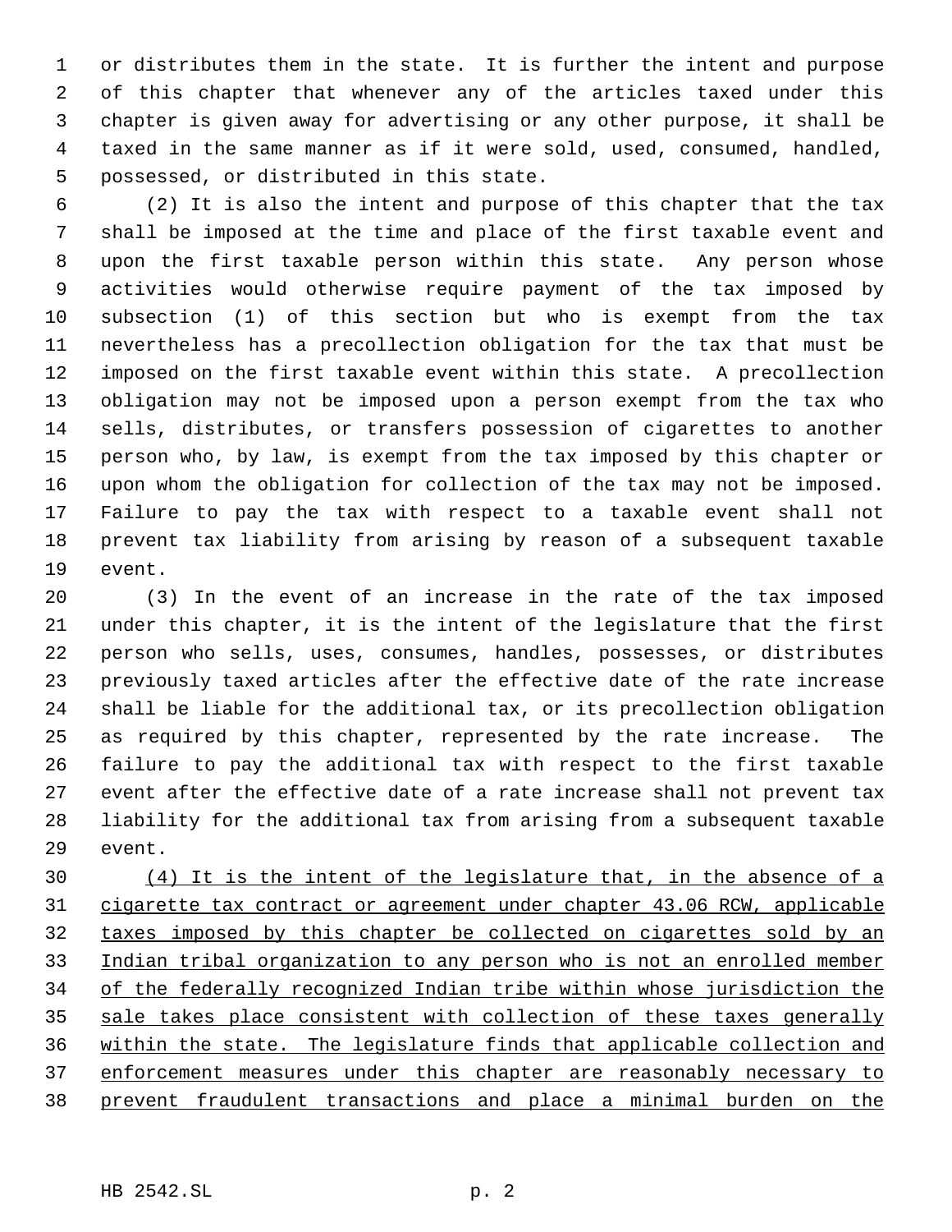or distributes them in the state. It is further the intent and purpose of this chapter that whenever any of the articles taxed under this chapter is given away for advertising or any other purpose, it shall be taxed in the same manner as if it were sold, used, consumed, handled, possessed, or distributed in this state.

(2) It is also the intent and purpose of this chapter that the tax shall be imposed at the time and place of the first taxable event and upon the first taxable person within this state. Any person whose activities would otherwise require payment of the tax imposed by subsection (1) of this section but who is exempt from the tax nevertheless has a precollection obligation for the tax that must be imposed on the first taxable event within this state. A precollection obligation may not be imposed upon a person exempt from the tax who sells, distributes, or transfers possession of cigarettes to another person who, by law, is exempt from the tax imposed by this chapter or upon whom the obligation for collection of the tax may not be imposed. Failure to pay the tax with respect to a taxable event shall not prevent tax liability from arising by reason of a subsequent taxable event.

(3) In the event of an increase in the rate of the tax imposed under this chapter, it is the intent of the legislature that the first person who sells, uses, consumes, handles, possesses, or distributes previously taxed articles after the effective date of the rate increase shall be liable for the additional tax, or its precollection obligation as required by this chapter, represented by the rate increase. The failure to pay the additional tax with respect to the first taxable event after the effective date of a rate increase shall not prevent tax liability for the additional tax from arising from a subsequent taxable event.

<u>(4) It is the intent of the legislature that, in the absence of a cigarette tax contract or agreement under chapter 43.06 RCW, applicable taxes imposed by this chapter be collected on cigarettes sold by an Indian tribal organization to any person who is not an enrolled member of the federally recognized Indian tribe within whose jurisdiction the sale takes place consistent with collection of these taxes generally within the state. The legislature finds that applicable collection and enforcement measures under this chapter are reasonably necessary to prevent fraudulent transactions and place a minimal burden on the</u>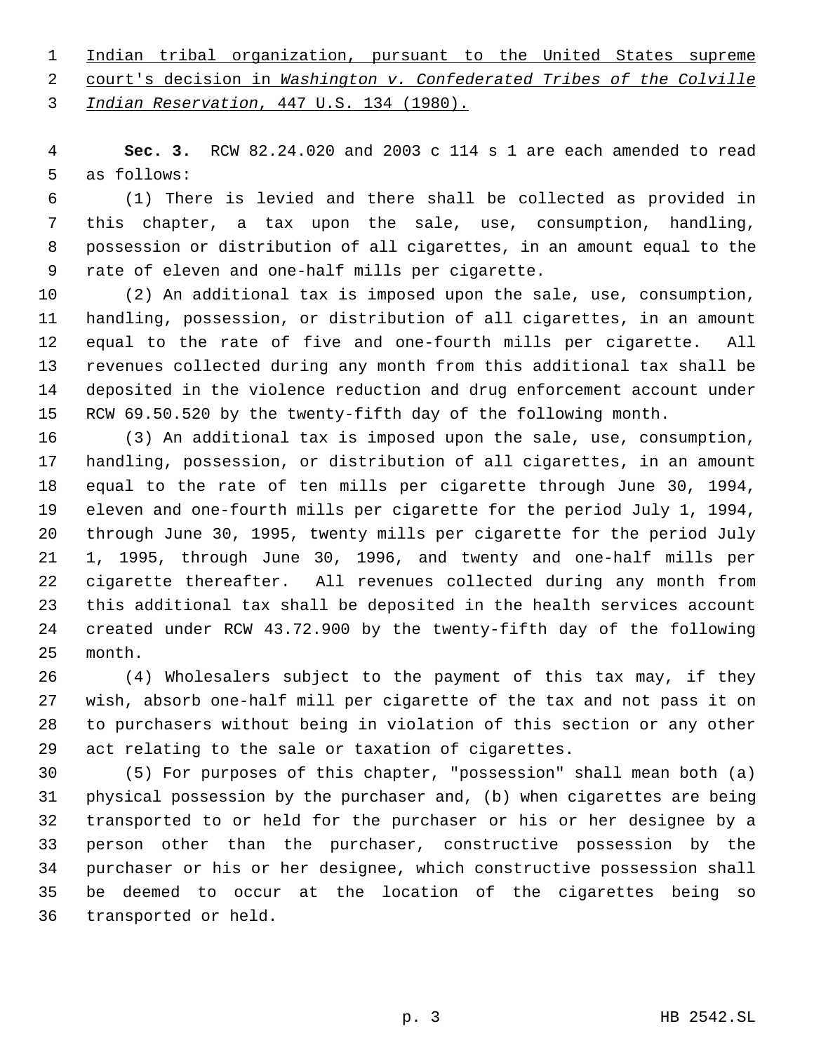Indian tribal organization, pursuant to the United States supreme court's decision in *Washington v. Confederated Tribes of the Colville Indian Reservation*, 447 U.S. 134 (1980).

**Sec. 3.** RCW 82.24.020 and 2003 c 114 s 1 are each amended to read as follows:

(1) There is levied and there shall be collected as provided in this chapter, a tax upon the sale, use, consumption, handling, possession or distribution of all cigarettes, in an amount equal to the rate of eleven and one-half mills per cigarette.

(2) An additional tax is imposed upon the sale, use, consumption, handling, possession, or distribution of all cigarettes, in an amount equal to the rate of five and one-fourth mills per cigarette. All revenues collected during any month from this additional tax shall be deposited in the violence reduction and drug enforcement account under RCW 69.50.520 by the twenty-fifth day of the following month.

(3) An additional tax is imposed upon the sale, use, consumption, handling, possession, or distribution of all cigarettes, in an amount equal to the rate of ten mills per cigarette through June 30, 1994, eleven and one-fourth mills per cigarette for the period July 1, 1994, through June 30, 1995, twenty mills per cigarette for the period July 1, 1995, through June 30, 1996, and twenty and one-half mills per cigarette thereafter. All revenues collected during any month from this additional tax shall be deposited in the health services account created under RCW 43.72.900 by the twenty-fifth day of the following month.

(4) Wholesalers subject to the payment of this tax may, if they wish, absorb one-half mill per cigarette of the tax and not pass it on to purchasers without being in violation of this section or any other act relating to the sale or taxation of cigarettes.

(5) For purposes of this chapter, "possession" shall mean both (a) physical possession by the purchaser and, (b) when cigarettes are being transported to or held for the purchaser or his or her designee by a person other than the purchaser, constructive possession by the purchaser or his or her designee, which constructive possession shall be deemed to occur at the location of the cigarettes being so transported or held.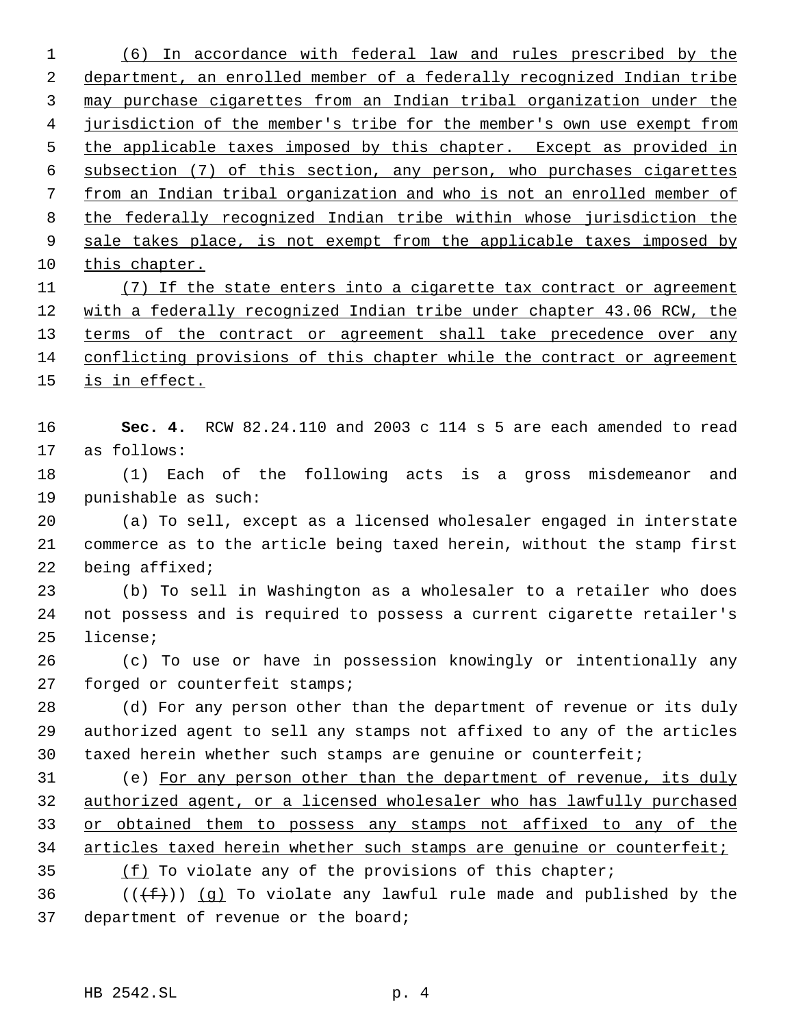(6) In accordance with federal law and rules prescribed by the department, an enrolled member of a federally recognized Indian tribe may purchase cigarettes from an Indian tribal organization under the jurisdiction of the member's tribe for the member's own use exempt from the applicable taxes imposed by this chapter. Except as provided in subsection (7) of this section, any person, who purchases cigarettes from an Indian tribal organization and who is not an enrolled member of the federally recognized Indian tribe within whose jurisdiction the sale takes place, is not exempt from the applicable taxes imposed by this chapter.

(7) If the state enters into a cigarette tax contract or agreement with a federally recognized Indian tribe under chapter 43.06 RCW, the terms of the contract or agreement shall take precedence over any conflicting provisions of this chapter while the contract or agreement is in effect.

**Sec. 4.** RCW 82.24.110 and 2003 c 114 s 5 are each amended to read as follows:

(1) Each of the following acts is a gross misdemeanor and punishable as such:

(a) To sell, except as a licensed wholesaler engaged in interstate commerce as to the article being taxed herein, without the stamp first being affixed;

(b) To sell in Washington as a wholesaler to a retailer who does not possess and is required to possess a current cigarette retailer's license;

(c) To use or have in possession knowingly or intentionally any forged or counterfeit stamps;

(d) For any person other than the department of revenue or its duly authorized agent to sell any stamps not affixed to any of the articles taxed herein whether such stamps are genuine or counterfeit;

(e) For any person other than the department of revenue, its duly authorized agent, or a licensed wholesaler who has lawfully purchased or obtained them to possess any stamps not affixed to any of the articles taxed herein whether such stamps are genuine or counterfeit;

(f) To violate any of the provisions of this chapter;

((~~(f)~~)) (g) To violate any lawful rule made and published by the department of revenue or the board;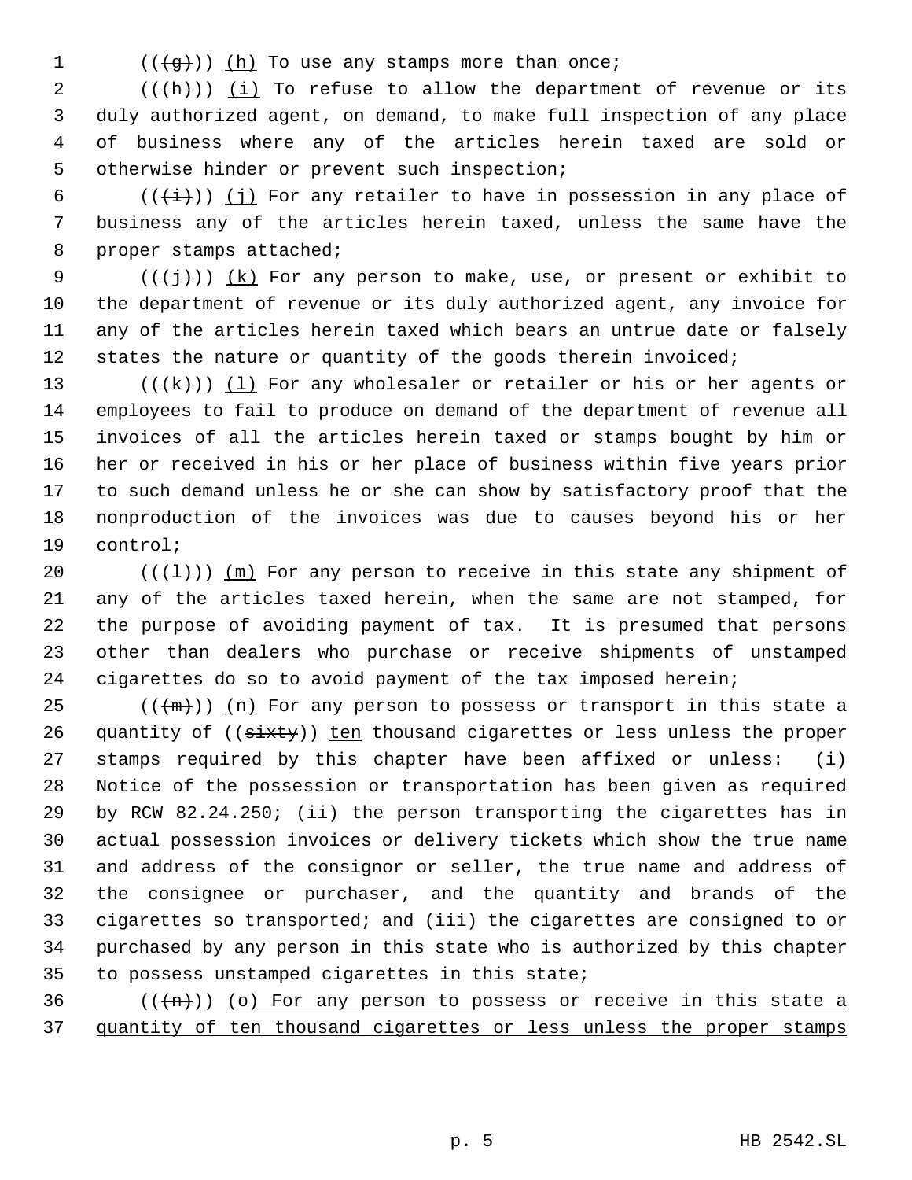(((g))) (h) To use any stamps more than once;

(((h))) (i) To refuse to allow the department of revenue or its duly authorized agent, on demand, to make full inspection of any place of business where any of the articles herein taxed are sold or otherwise hinder or prevent such inspection;

(((i))) (j) For any retailer to have in possession in any place of business any of the articles herein taxed, unless the same have the proper stamps attached;

(((j))) (k) For any person to make, use, or present or exhibit to the department of revenue or its duly authorized agent, any invoice for any of the articles herein taxed which bears an untrue date or falsely states the nature or quantity of the goods therein invoiced;

(((k))) (l) For any wholesaler or retailer or his or her agents or employees to fail to produce on demand of the department of revenue all invoices of all the articles herein taxed or stamps bought by him or her or received in his or her place of business within five years prior to such demand unless he or she can show by satisfactory proof that the nonproduction of the invoices was due to causes beyond his or her control;

(((l))) (m) For any person to receive in this state any shipment of any of the articles taxed herein, when the same are not stamped, for the purpose of avoiding payment of tax. It is presumed that persons other than dealers who purchase or receive shipments of unstamped cigarettes do so to avoid payment of the tax imposed herein;

(((m))) (n) For any person to possess or transport in this state a quantity of ((sixty)) ten thousand cigarettes or less unless the proper stamps required by this chapter have been affixed or unless: (i) Notice of the possession or transportation has been given as required by RCW 82.24.250; (ii) the person transporting the cigarettes has in actual possession invoices or delivery tickets which show the true name and address of the consignor or seller, the true name and address of the consignee or purchaser, and the quantity and brands of the cigarettes so transported; and (iii) the cigarettes are consigned to or purchased by any person in this state who is authorized by this chapter to possess unstamped cigarettes in this state;

(((n))) (o) For any person to possess or receive in this state a quantity of ten thousand cigarettes or less unless the proper stamps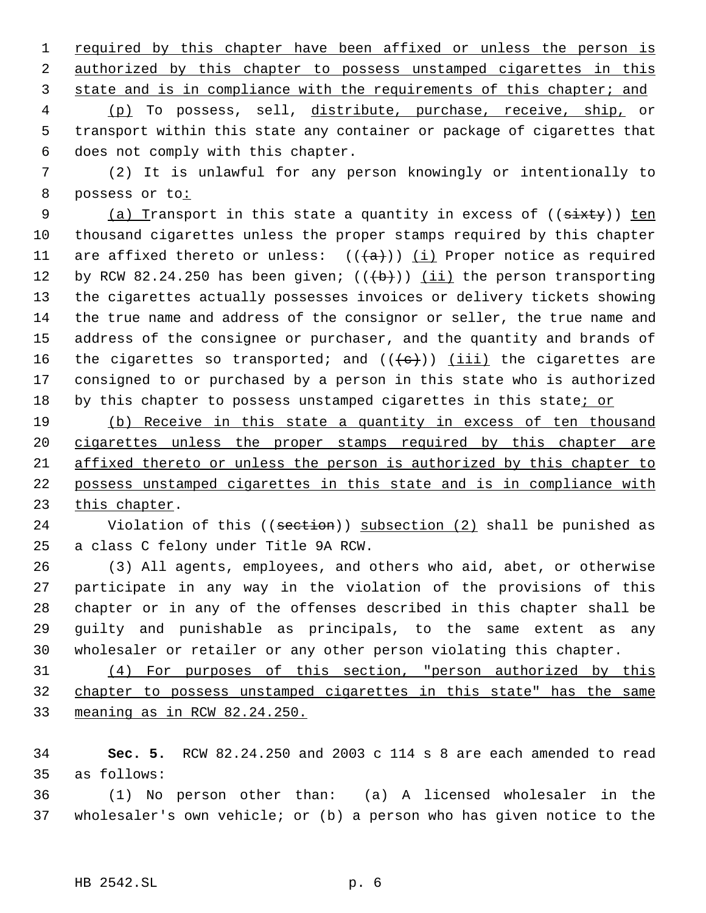required by this chapter have been affixed or unless the person is authorized by this chapter to possess unstamped cigarettes in this state and is in compliance with the requirements of this chapter; and

(p) To possess, sell, distribute, purchase, receive, ship, or transport within this state any container or package of cigarettes that does not comply with this chapter.

(2) It is unlawful for any person knowingly or intentionally to possess or to:

(a) Transport in this state a quantity in excess of ((sixty)) ten thousand cigarettes unless the proper stamps required by this chapter are affixed thereto or unless: (((a))) (i) Proper notice as required by RCW 82.24.250 has been given; (((b))) (ii) the person transporting the cigarettes actually possesses invoices or delivery tickets showing the true name and address of the consignor or seller, the true name and address of the consignee or purchaser, and the quantity and brands of the cigarettes so transported; and (((c))) (iii) the cigarettes are consigned to or purchased by a person in this state who is authorized by this chapter to possess unstamped cigarettes in this state; or

(b) Receive in this state a quantity in excess of ten thousand cigarettes unless the proper stamps required by this chapter are affixed thereto or unless the person is authorized by this chapter to possess unstamped cigarettes in this state and is in compliance with this chapter.

Violation of this ((section)) subsection (2) shall be punished as a class C felony under Title 9A RCW.

(3) All agents, employees, and others who aid, abet, or otherwise participate in any way in the violation of the provisions of this chapter or in any of the offenses described in this chapter shall be guilty and punishable as principals, to the same extent as any wholesaler or retailer or any other person violating this chapter.

(4) For purposes of this section, "person authorized by this chapter to possess unstamped cigarettes in this state" has the same meaning as in RCW 82.24.250.

**Sec. 5.** RCW 82.24.250 and 2003 c 114 s 8 are each amended to read as follows:

(1) No person other than: (a) A licensed wholesaler in the wholesaler's own vehicle; or (b) a person who has given notice to the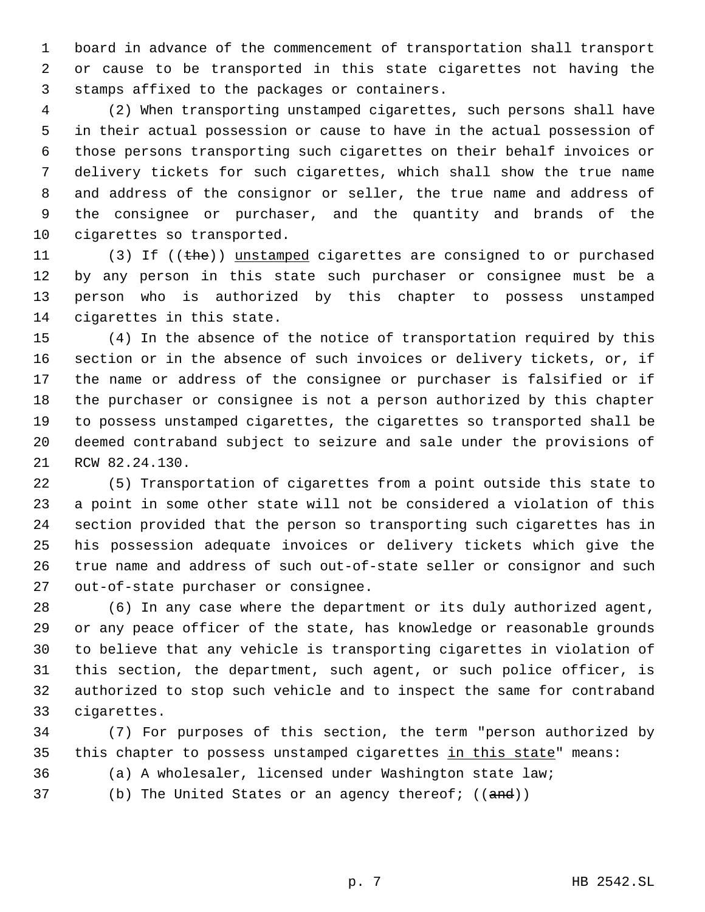board in advance of the commencement of transportation shall transport or cause to be transported in this state cigarettes not having the stamps affixed to the packages or containers.

(2) When transporting unstamped cigarettes, such persons shall have in their actual possession or cause to have in the actual possession of those persons transporting such cigarettes on their behalf invoices or delivery tickets for such cigarettes, which shall show the true name and address of the consignor or seller, the true name and address of the consignee or purchaser, and the quantity and brands of the cigarettes so transported.

(3) If ((~~the~~)) <u>unstamped</u> cigarettes are consigned to or purchased by any person in this state such purchaser or consignee must be a person who is authorized by this chapter to possess unstamped cigarettes in this state.

(4) In the absence of the notice of transportation required by this section or in the absence of such invoices or delivery tickets, or, if the name or address of the consignee or purchaser is falsified or if the purchaser or consignee is not a person authorized by this chapter to possess unstamped cigarettes, the cigarettes so transported shall be deemed contraband subject to seizure and sale under the provisions of RCW 82.24.130.

(5) Transportation of cigarettes from a point outside this state to a point in some other state will not be considered a violation of this section provided that the person so transporting such cigarettes has in his possession adequate invoices or delivery tickets which give the true name and address of such out-of-state seller or consignor and such out-of-state purchaser or consignee.

(6) In any case where the department or its duly authorized agent, or any peace officer of the state, has knowledge or reasonable grounds to believe that any vehicle is transporting cigarettes in violation of this section, the department, such agent, or such police officer, is authorized to stop such vehicle and to inspect the same for contraband cigarettes.

(7) For purposes of this section, the term "person authorized by this chapter to possess unstamped cigarettes <u>in this state</u>" means:

(a) A wholesaler, licensed under Washington state law;

(b) The United States or an agency thereof; ((~~and~~))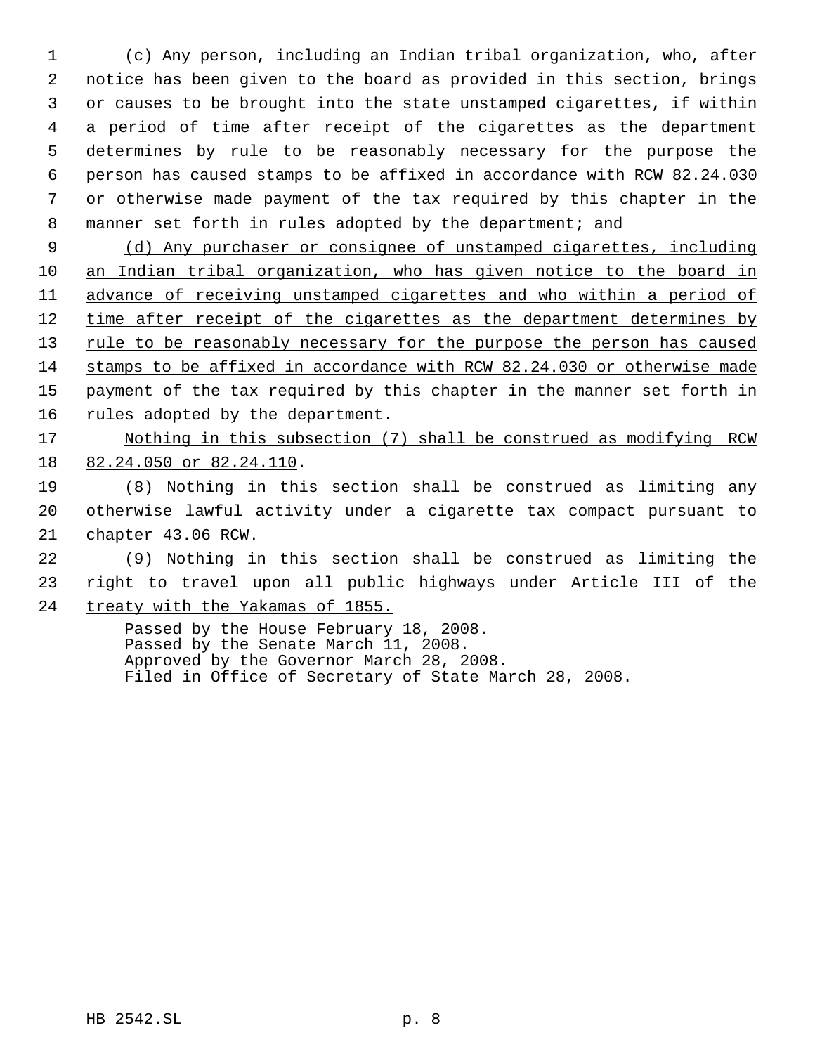(c) Any person, including an Indian tribal organization, who, after notice has been given to the board as provided in this section, brings or causes to be brought into the state unstamped cigarettes, if within a period of time after receipt of the cigarettes as the department determines by rule to be reasonably necessary for the purpose the person has caused stamps to be affixed in accordance with RCW 82.24.030 or otherwise made payment of the tax required by this chapter in the manner set forth in rules adopted by the department; and

(d) Any purchaser or consignee of unstamped cigarettes, including an Indian tribal organization, who has given notice to the board in advance of receiving unstamped cigarettes and who within a period of time after receipt of the cigarettes as the department determines by rule to be reasonably necessary for the purpose the person has caused stamps to be affixed in accordance with RCW 82.24.030 or otherwise made payment of the tax required by this chapter in the manner set forth in rules adopted by the department.

Nothing in this subsection (7) shall be construed as modifying RCW 82.24.050 or 82.24.110.

(8) Nothing in this section shall be construed as limiting any otherwise lawful activity under a cigarette tax compact pursuant to chapter 43.06 RCW.

(9) Nothing in this section shall be construed as limiting the right to travel upon all public highways under Article III of the treaty with the Yakamas of 1855.

Passed by the House February 18, 2008.
Passed by the Senate March 11, 2008.
Approved by the Governor March 28, 2008.
Filed in Office of Secretary of State March 28, 2008.